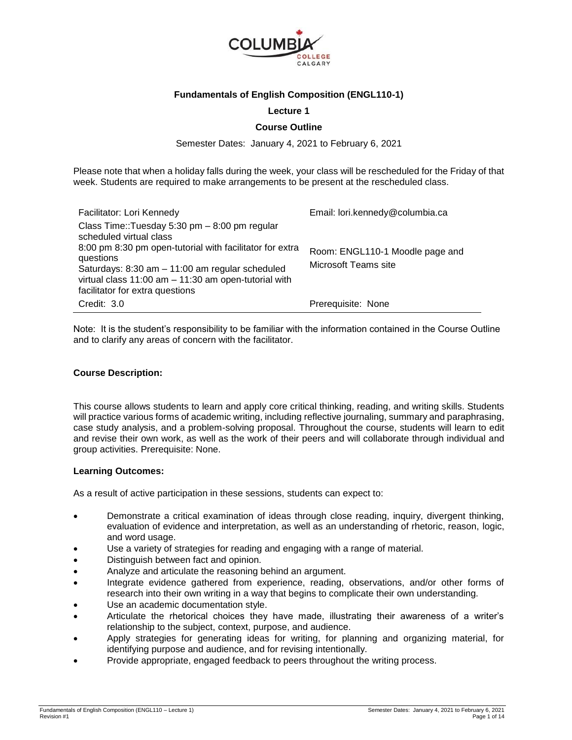**Fundamentals of English Composition (ENGL110-1)**

**Lecture 1**

**Course Outline**

Semester Dates: January 4, 2021 to February 6, 2021

Please note that when a holiday falls during the week, your class will be rescheduled for the Friday of that week. Students are required to make arrangements to be present at the rescheduled class.

| | |
|---|---|
| Facilitator: Lori Kennedy | Email: lori.kennedy@columbia.ca |
| Class Time::Tuesday 5:30 pm – 8:00 pm regular scheduled virtual class<br>8:00 pm 8:30 pm open-tutorial with facilitator for extra questions<br>Saturdays: 8:30 am – 11:00 am regular scheduled virtual class 11:00 am – 11:30 am open-tutorial with facilitator for extra questions | Room: ENGL110-1 Moodle page and Microsoft Teams site |
| Credit: 3.0 | Prerequisite: None |

Note: It is the student's responsibility to be familiar with the information contained in the Course Outline and to clarify any areas of concern with the facilitator.

**Course Description:**

This course allows students to learn and apply core critical thinking, reading, and writing skills. Students will practice various forms of academic writing, including reflective journaling, summary and paraphrasing, case study analysis, and a problem-solving proposal. Throughout the course, students will learn to edit and revise their own work, as well as the work of their peers and will collaborate through individual and group activities. Prerequisite: None.

**Learning Outcomes:**

As a result of active participation in these sessions, students can expect to:

- Demonstrate a critical examination of ideas through close reading, inquiry, divergent thinking, evaluation of evidence and interpretation, as well as an understanding of rhetoric, reason, logic, and word usage.
- Use a variety of strategies for reading and engaging with a range of material.
- Distinguish between fact and opinion.
- Analyze and articulate the reasoning behind an argument.
- Integrate evidence gathered from experience, reading, observations, and/or other forms of research into their own writing in a way that begins to complicate their own understanding.
- Use an academic documentation style.
- Articulate the rhetorical choices they have made, illustrating their awareness of a writer's relationship to the subject, context, purpose, and audience.
- Apply strategies for generating ideas for writing, for planning and organizing material, for identifying purpose and audience, and for revising intentionally.
- Provide appropriate, engaged feedback to peers throughout the writing process.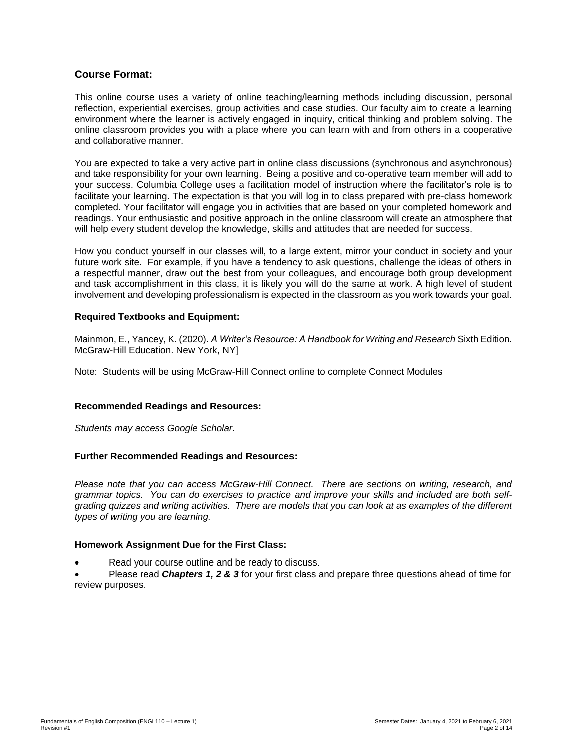## Course Format:

This online course uses a variety of online teaching/learning methods including discussion, personal reflection, experiential exercises, group activities and case studies. Our faculty aim to create a learning environment where the learner is actively engaged in inquiry, critical thinking and problem solving. The online classroom provides you with a place where you can learn with and from others in a cooperative and collaborative manner.

You are expected to take a very active part in online class discussions (synchronous and asynchronous) and take responsibility for your own learning. Being a positive and co-operative team member will add to your success. Columbia College uses a facilitation model of instruction where the facilitator's role is to facilitate your learning. The expectation is that you will log in to class prepared with pre-class homework completed. Your facilitator will engage you in activities that are based on your completed homework and readings. Your enthusiastic and positive approach in the online classroom will create an atmosphere that will help every student develop the knowledge, skills and attitudes that are needed for success.

How you conduct yourself in our classes will, to a large extent, mirror your conduct in society and your future work site. For example, if you have a tendency to ask questions, challenge the ideas of others in a respectful manner, draw out the best from your colleagues, and encourage both group development and task accomplishment in this class, it is likely you will do the same at work. A high level of student involvement and developing professionalism is expected in the classroom as you work towards your goal.

### Required Textbooks and Equipment:

Mainmon, E., Yancey, K. (2020). *A Writer's Resource: A Handbook for Writing and Research* Sixth Edition. McGraw-Hill Education. New York, NY]

Note: Students will be using McGraw-Hill Connect online to complete Connect Modules

### Recommended Readings and Resources:

*Students may access Google Scholar.*

### Further Recommended Readings and Resources:

*Please note that you can access McGraw-Hill Connect. There are sections on writing, research, and grammar topics. You can do exercises to practice and improve your skills and included are both self-grading quizzes and writing activities. There are models that you can look at as examples of the different types of writing you are learning.*

### Homework Assignment Due for the First Class:

- Read your course outline and be ready to discuss.
- Please read ***Chapters 1, 2 & 3*** for your first class and prepare three questions ahead of time for review purposes.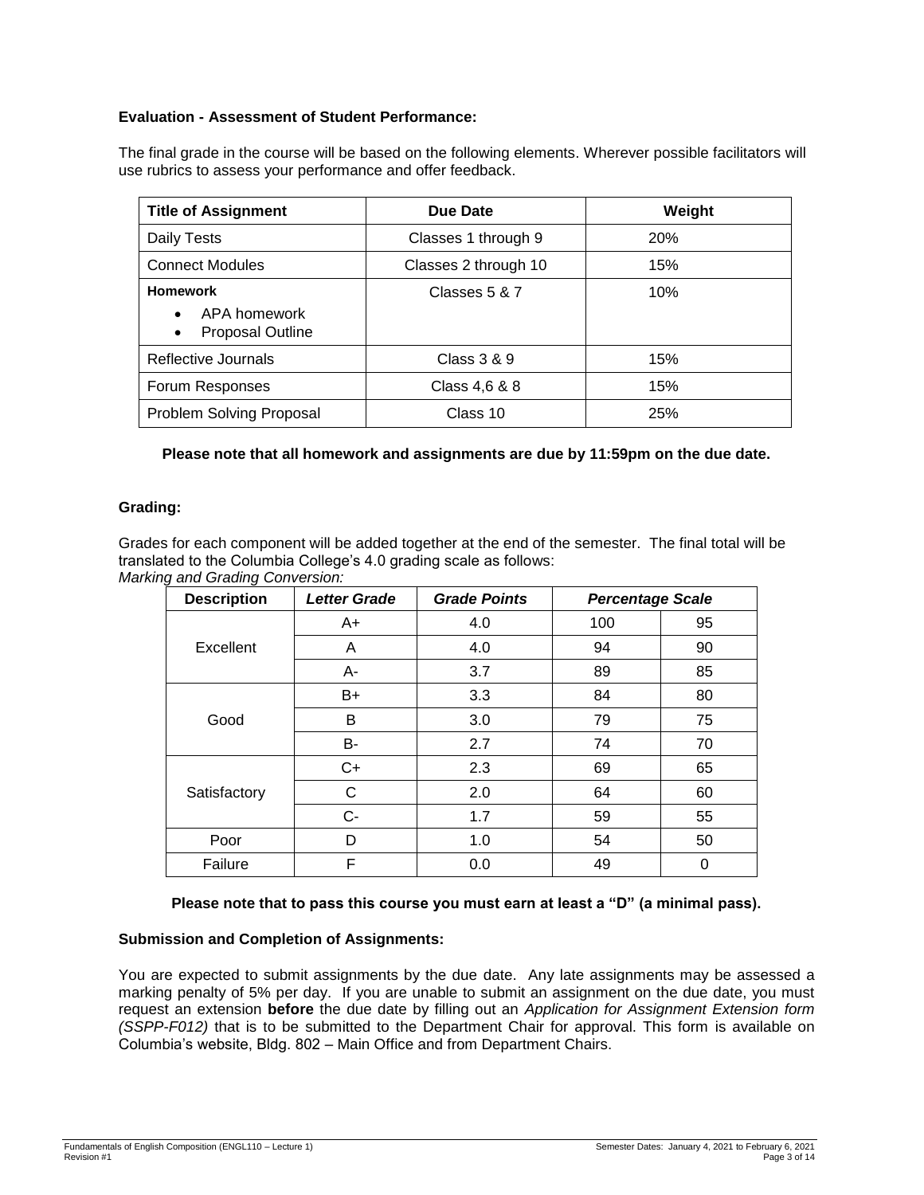**Evaluation - Assessment of Student Performance:**

The final grade in the course will be based on the following elements. Wherever possible facilitators will use rubrics to assess your performance and offer feedback.

| Title of Assignment | Due Date | Weight |
|---|---|---|
| Daily Tests | Classes 1 through 9 | 20% |
| Connect Modules | Classes 2 through 10 | 15% |
| **Homework**<br>• APA homework<br>• Proposal Outline | Classes 5 & 7 | 10% |
| Reflective Journals | Class 3 & 9 | 15% |
| Forum Responses | Class 4,6 & 8 | 15% |
| Problem Solving Proposal | Class 10 | 25% |

**Please note that all homework and assignments are due by 11:59pm on the due date.**

**Grading:**

Grades for each component will be added together at the end of the semester. The final total will be translated to the Columbia College's 4.0 grading scale as follows:

*Marking and Grading Conversion:*

| Description | *Letter Grade* | *Grade Points* | *Percentage Scale* | |
|---|---|---|---|---|
| Excellent | A+ | 4.0 | 100 | 95 |
| | A | 4.0 | 94 | 90 |
| | A- | 3.7 | 89 | 85 |
| Good | B+ | 3.3 | 84 | 80 |
| | B | 3.0 | 79 | 75 |
| | B- | 2.7 | 74 | 70 |
| Satisfactory | C+ | 2.3 | 69 | 65 |
| | C | 2.0 | 64 | 60 |
| | C- | 1.7 | 59 | 55 |
| Poor | D | 1.0 | 54 | 50 |
| Failure | F | 0.0 | 49 | 0 |

**Please note that to pass this course you must earn at least a "D" (a minimal pass).**

**Submission and Completion of Assignments:**

You are expected to submit assignments by the due date. Any late assignments may be assessed a marking penalty of 5% per day. If you are unable to submit an assignment on the due date, you must request an extension **before** the due date by filling out an *Application for Assignment Extension form (SSPP-F012)* that is to be submitted to the Department Chair for approval. This form is available on Columbia's website, Bldg. 802 – Main Office and from Department Chairs.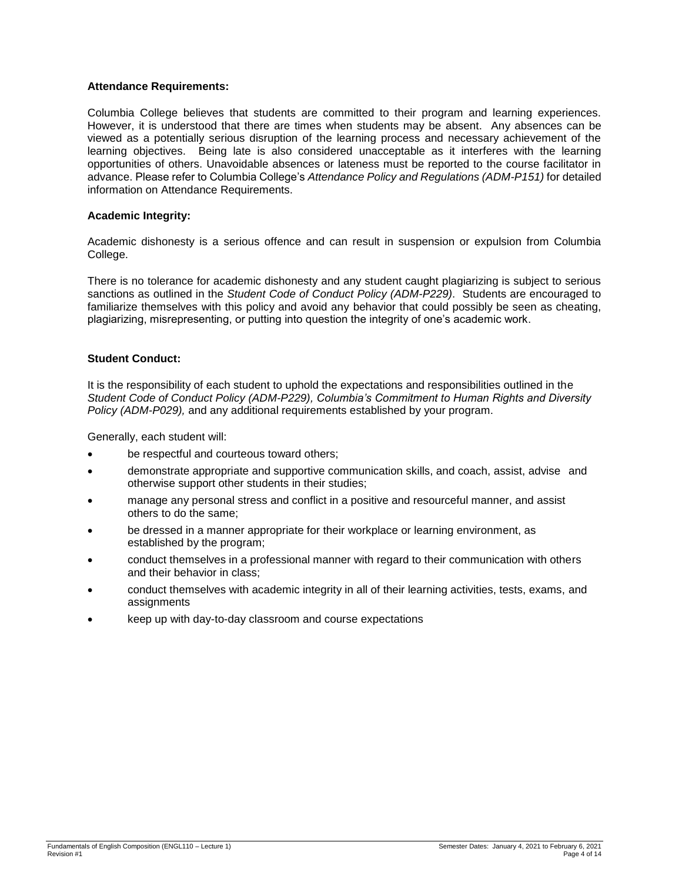**Attendance Requirements:**

Columbia College believes that students are committed to their program and learning experiences. However, it is understood that there are times when students may be absent. Any absences can be viewed as a potentially serious disruption of the learning process and necessary achievement of the learning objectives. Being late is also considered unacceptable as it interferes with the learning opportunities of others. Unavoidable absences or lateness must be reported to the course facilitator in advance. Please refer to Columbia College's *Attendance Policy and Regulations (ADM-P151)* for detailed information on Attendance Requirements.

**Academic Integrity:**

Academic dishonesty is a serious offence and can result in suspension or expulsion from Columbia College.

There is no tolerance for academic dishonesty and any student caught plagiarizing is subject to serious sanctions as outlined in the *Student Code of Conduct Policy (ADM-P229)*. Students are encouraged to familiarize themselves with this policy and avoid any behavior that could possibly be seen as cheating, plagiarizing, misrepresenting, or putting into question the integrity of one's academic work.

**Student Conduct:**

It is the responsibility of each student to uphold the expectations and responsibilities outlined in the *Student Code of Conduct Policy (ADM-P229), Columbia's Commitment to Human Rights and Diversity Policy (ADM-P029),* and any additional requirements established by your program.

Generally, each student will:

- be respectful and courteous toward others;
- demonstrate appropriate and supportive communication skills, and coach, assist, advise and otherwise support other students in their studies;
- manage any personal stress and conflict in a positive and resourceful manner, and assist others to do the same;
- be dressed in a manner appropriate for their workplace or learning environment, as established by the program;
- conduct themselves in a professional manner with regard to their communication with others and their behavior in class;
- conduct themselves with academic integrity in all of their learning activities, tests, exams, and assignments
- keep up with day-to-day classroom and course expectations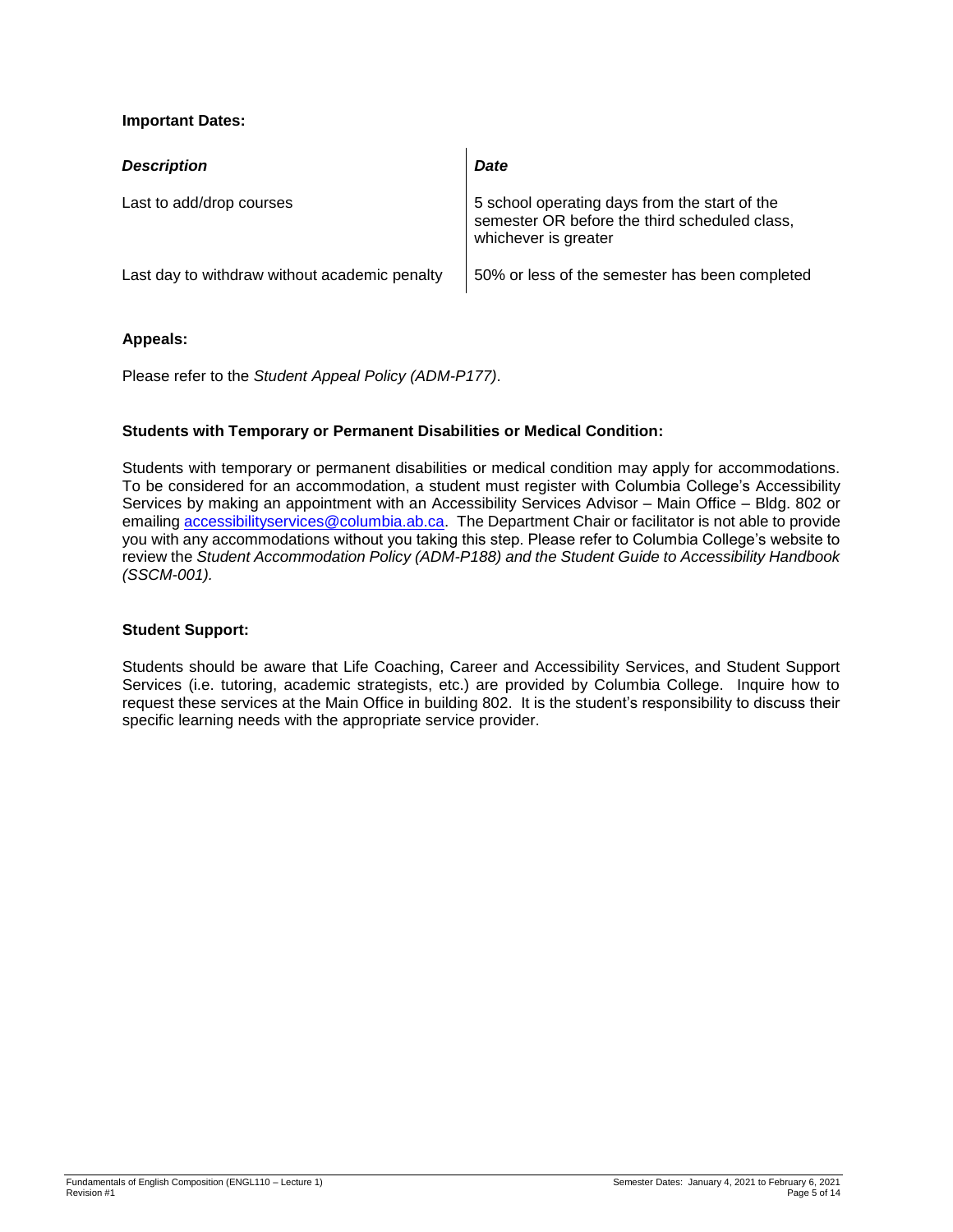**Important Dates:**

| *Description* | *Date* |
| --- | --- |
| Last to add/drop courses | 5 school operating days from the start of the semester OR before the third scheduled class, whichever is greater |
| Last day to withdraw without academic penalty | 50% or less of the semester has been completed |

**Appeals:**

Please refer to the *Student Appeal Policy (ADM-P177)*.

**Students with Temporary or Permanent Disabilities or Medical Condition:**

Students with temporary or permanent disabilities or medical condition may apply for accommodations. To be considered for an accommodation, a student must register with Columbia College's Accessibility Services by making an appointment with an Accessibility Services Advisor – Main Office – Bldg. 802 or emailing accessibilityservices@columbia.ab.ca. The Department Chair or facilitator is not able to provide you with any accommodations without you taking this step. Please refer to Columbia College's website to review the *Student Accommodation Policy (ADM-P188) and the Student Guide to Accessibility Handbook (SSCM-001).*

**Student Support:**

Students should be aware that Life Coaching, Career and Accessibility Services, and Student Support Services (i.e. tutoring, academic strategists, etc.) are provided by Columbia College. Inquire how to request these services at the Main Office in building 802. It is the student's responsibility to discuss their specific learning needs with the appropriate service provider.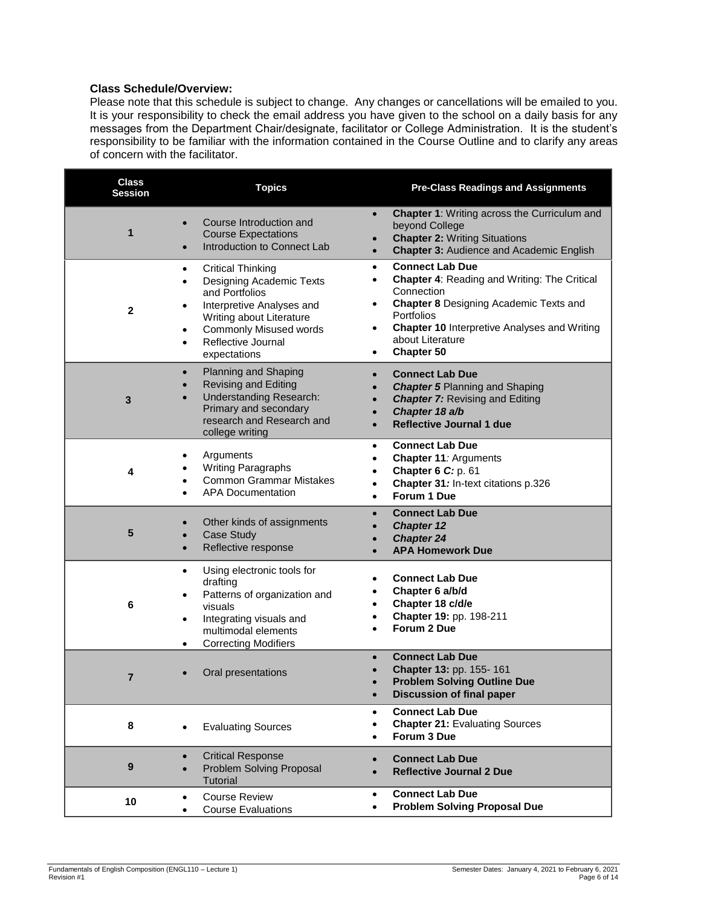**Class Schedule/Overview:**

Please note that this schedule is subject to change. Any changes or cancellations will be emailed to you. It is your responsibility to check the email address you have given to the school on a daily basis for any messages from the Department Chair/designate, facilitator or College Administration. It is the student's responsibility to be familiar with the information contained in the Course Outline and to clarify any areas of concern with the facilitator.

| Class Session | Topics | Pre-Class Readings and Assignments |
|---|---|---|
| 1 | • Course Introduction and Course Expectations<br>• Introduction to Connect Lab | • **Chapter 1**: Writing across the Curriculum and beyond College<br>• **Chapter 2:** Writing Situations<br>• **Chapter 3:** Audience and Academic English |
| 2 | • Critical Thinking<br>• Designing Academic Texts and Portfolios<br>• Interpretive Analyses and Writing about Literature<br>• Commonly Misused words<br>• Reflective Journal expectations | • **Connect Lab Due**<br>• **Chapter 4**: Reading and Writing: The Critical Connection<br>• **Chapter 8** Designing Academic Texts and Portfolios<br>• **Chapter 10** Interpretive Analyses and Writing about Literature<br>• **Chapter 50** |
| 3 | • Planning and Shaping<br>• Revising and Editing<br>• Understanding Research: Primary and secondary research and Research and college writing | • **Connect Lab Due**<br>• ***Chapter 5*** Planning and Shaping<br>• ***Chapter 7:*** Revising and Editing<br>• ***Chapter 18 a/b***<br>• **Reflective Journal 1 due** |
| 4 | • Arguments<br>• Writing Paragraphs<br>• Common Grammar Mistakes<br>• APA Documentation | • **Connect Lab Due**<br>• **Chapter 11***:* Arguments<br>• **Chapter 6** ***C:*** p. 61<br>• **Chapter 31***:* In-text citations p.326<br>• **Forum 1 Due** |
| 5 | • Other kinds of assignments<br>• Case Study<br>• Reflective response | • **Connect Lab Due**<br>• ***Chapter 12***<br>• ***Chapter 24***<br>• **APA Homework Due** |
| 6 | • Using electronic tools for drafting<br>• Patterns of organization and visuals<br>• Integrating visuals and multimodal elements<br>• Correcting Modifiers | • **Connect Lab Due**<br>• **Chapter 6 a/b/d**<br>• **Chapter 18 c/d/e**<br>• **Chapter 19:** pp. 198-211<br>• **Forum 2 Due** |
| 7 | • Oral presentations | • **Connect Lab Due**<br>• **Chapter 13:** pp. 155- 161<br>• **Problem Solving Outline Due**<br>• **Discussion of final paper** |
| 8 | • Evaluating Sources | • **Connect Lab Due**<br>• **Chapter 21:** Evaluating Sources<br>• **Forum 3 Due** |
| 9 | • Critical Response<br>• Problem Solving Proposal Tutorial | • **Connect Lab Due**<br>• **Reflective Journal 2 Due** |
| 10 | • Course Review<br>• Course Evaluations | • **Connect Lab Due**<br>• **Problem Solving Proposal Due** |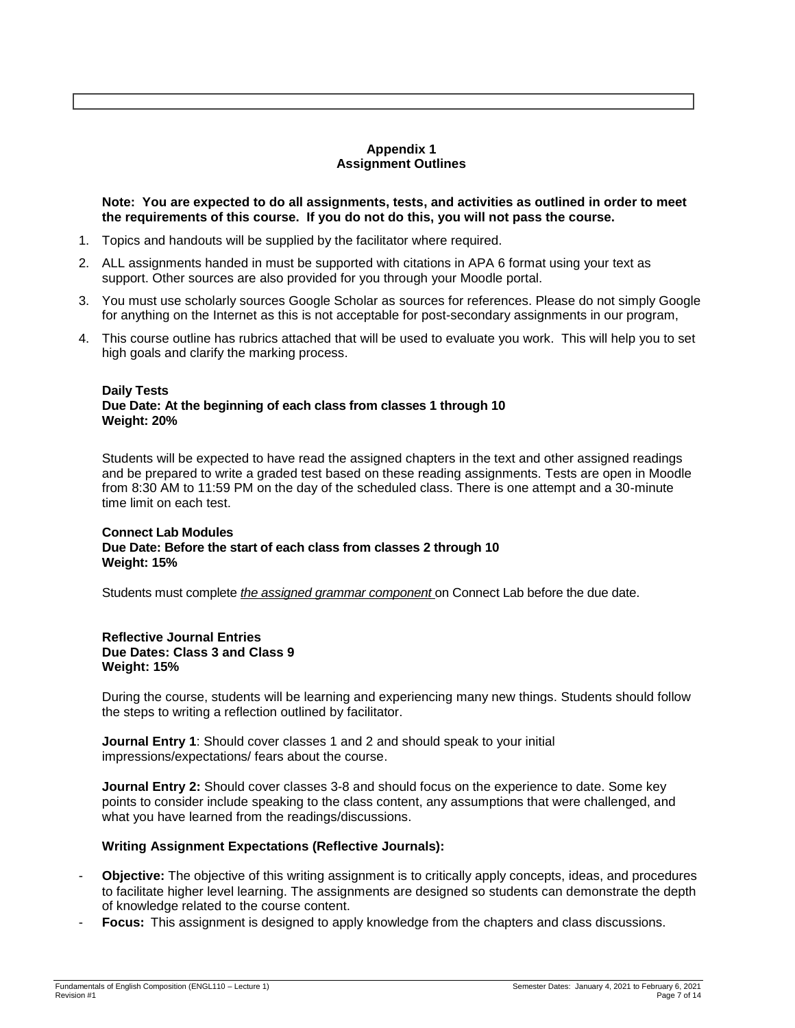## Appendix 1
## Assignment Outlines

**Note: You are expected to do all assignments, tests, and activities as outlined in order to meet the requirements of this course. If you do not do this, you will not pass the course.**

1. Topics and handouts will be supplied by the facilitator where required.
2. ALL assignments handed in must be supported with citations in APA 6 format using your text as support. Other sources are also provided for you through your Moodle portal.
3. You must use scholarly sources Google Scholar as sources for references. Please do not simply Google for anything on the Internet as this is not acceptable for post-secondary assignments in our program,
4. This course outline has rubrics attached that will be used to evaluate you work. This will help you to set high goals and clarify the marking process.

**Daily Tests**
**Due Date: At the beginning of each class from classes 1 through 10**
**Weight: 20%**

Students will be expected to have read the assigned chapters in the text and other assigned readings and be prepared to write a graded test based on these reading assignments. Tests are open in Moodle from 8:30 AM to 11:59 PM on the day of the scheduled class. There is one attempt and a 30-minute time limit on each test.

**Connect Lab Modules**
**Due Date: Before the start of each class from classes 2 through 10**
**Weight: 15%**

Students must complete *the assigned grammar component* on Connect Lab before the due date.

**Reflective Journal Entries**
**Due Dates: Class 3 and Class 9**
**Weight: 15%**

During the course, students will be learning and experiencing many new things. Students should follow the steps to writing a reflection outlined by facilitator.

**Journal Entry 1**: Should cover classes 1 and 2 and should speak to your initial impressions/expectations/ fears about the course.

**Journal Entry 2:** Should cover classes 3-8 and should focus on the experience to date. Some key points to consider include speaking to the class content, any assumptions that were challenged, and what you have learned from the readings/discussions.

**Writing Assignment Expectations (Reflective Journals):**

- **Objective:** The objective of this writing assignment is to critically apply concepts, ideas, and procedures to facilitate higher level learning. The assignments are designed so students can demonstrate the depth of knowledge related to the course content.
- **Focus:** This assignment is designed to apply knowledge from the chapters and class discussions.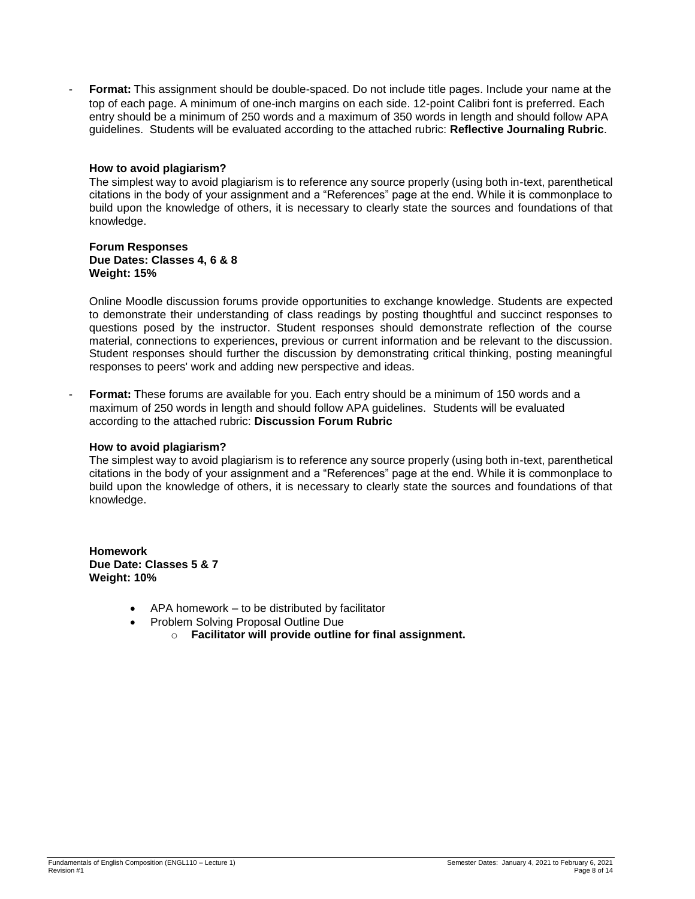- **Format:** This assignment should be double-spaced. Do not include title pages. Include your name at the top of each page. A minimum of one-inch margins on each side. 12-point Calibri font is preferred. Each entry should be a minimum of 250 words and a maximum of 350 words in length and should follow APA guidelines. Students will be evaluated according to the attached rubric: **Reflective Journaling Rubric**.

**How to avoid plagiarism?**

The simplest way to avoid plagiarism is to reference any source properly (using both in-text, parenthetical citations in the body of your assignment and a "References" page at the end. While it is commonplace to build upon the knowledge of others, it is necessary to clearly state the sources and foundations of that knowledge.

**Forum Responses**
**Due Dates: Classes 4, 6 & 8**
**Weight: 15%**

Online Moodle discussion forums provide opportunities to exchange knowledge. Students are expected to demonstrate their understanding of class readings by posting thoughtful and succinct responses to questions posed by the instructor. Student responses should demonstrate reflection of the course material, connections to experiences, previous or current information and be relevant to the discussion. Student responses should further the discussion by demonstrating critical thinking, posting meaningful responses to peers' work and adding new perspective and ideas.

- **Format:** These forums are available for you. Each entry should be a minimum of 150 words and a maximum of 250 words in length and should follow APA guidelines. Students will be evaluated according to the attached rubric: **Discussion Forum Rubric**

**How to avoid plagiarism?**

The simplest way to avoid plagiarism is to reference any source properly (using both in-text, parenthetical citations in the body of your assignment and a "References" page at the end. While it is commonplace to build upon the knowledge of others, it is necessary to clearly state the sources and foundations of that knowledge.

**Homework**
**Due Date: Classes 5 & 7**
**Weight: 10%**

- APA homework – to be distributed by facilitator
- Problem Solving Proposal Outline Due
    - **Facilitator will provide outline for final assignment.**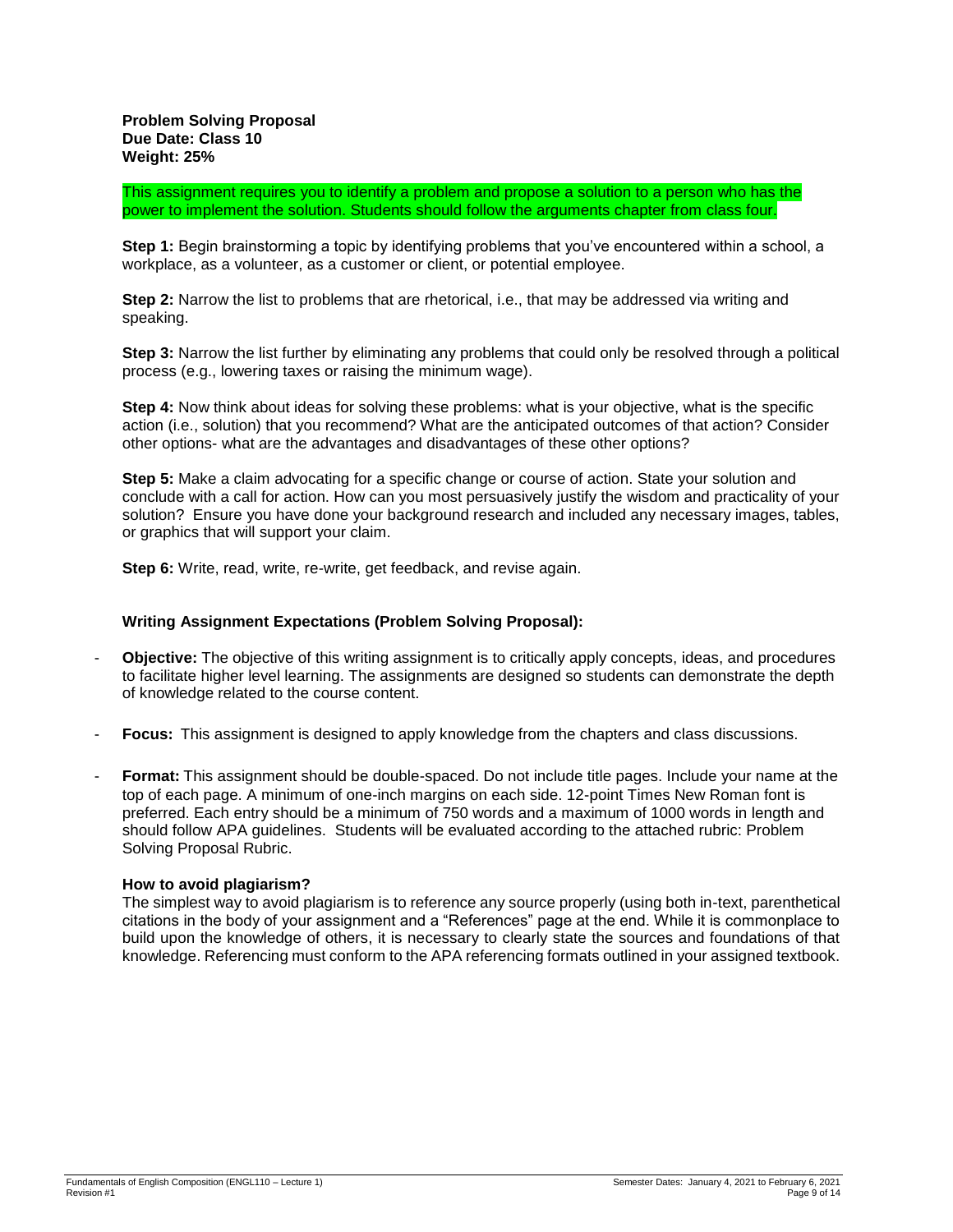**Problem Solving Proposal**
**Due Date: Class 10**
**Weight: 25%**

This assignment requires you to identify a problem and propose a solution to a person who has the power to implement the solution. Students should follow the arguments chapter from class four.

**Step 1:** Begin brainstorming a topic by identifying problems that you've encountered within a school, a workplace, as a volunteer, as a customer or client, or potential employee.

**Step 2:** Narrow the list to problems that are rhetorical, i.e., that may be addressed via writing and speaking.

**Step 3:** Narrow the list further by eliminating any problems that could only be resolved through a political process (e.g., lowering taxes or raising the minimum wage).

**Step 4:** Now think about ideas for solving these problems: what is your objective, what is the specific action (i.e., solution) that you recommend? What are the anticipated outcomes of that action? Consider other options- what are the advantages and disadvantages of these other options?

**Step 5:** Make a claim advocating for a specific change or course of action. State your solution and conclude with a call for action. How can you most persuasively justify the wisdom and practicality of your solution? Ensure you have done your background research and included any necessary images, tables, or graphics that will support your claim.

**Step 6:** Write, read, write, re-write, get feedback, and revise again.

### Writing Assignment Expectations (Problem Solving Proposal):

- **Objective:** The objective of this writing assignment is to critically apply concepts, ideas, and procedures to facilitate higher level learning. The assignments are designed so students can demonstrate the depth of knowledge related to the course content.
- **Focus:** This assignment is designed to apply knowledge from the chapters and class discussions.
- **Format:** This assignment should be double-spaced. Do not include title pages. Include your name at the top of each page. A minimum of one-inch margins on each side. 12-point Times New Roman font is preferred. Each entry should be a minimum of 750 words and a maximum of 1000 words in length and should follow APA guidelines. Students will be evaluated according to the attached rubric: Problem Solving Proposal Rubric.

**How to avoid plagiarism?**

The simplest way to avoid plagiarism is to reference any source properly (using both in-text, parenthetical citations in the body of your assignment and a "References" page at the end. While it is commonplace to build upon the knowledge of others, it is necessary to clearly state the sources and foundations of that knowledge. Referencing must conform to the APA referencing formats outlined in your assigned textbook.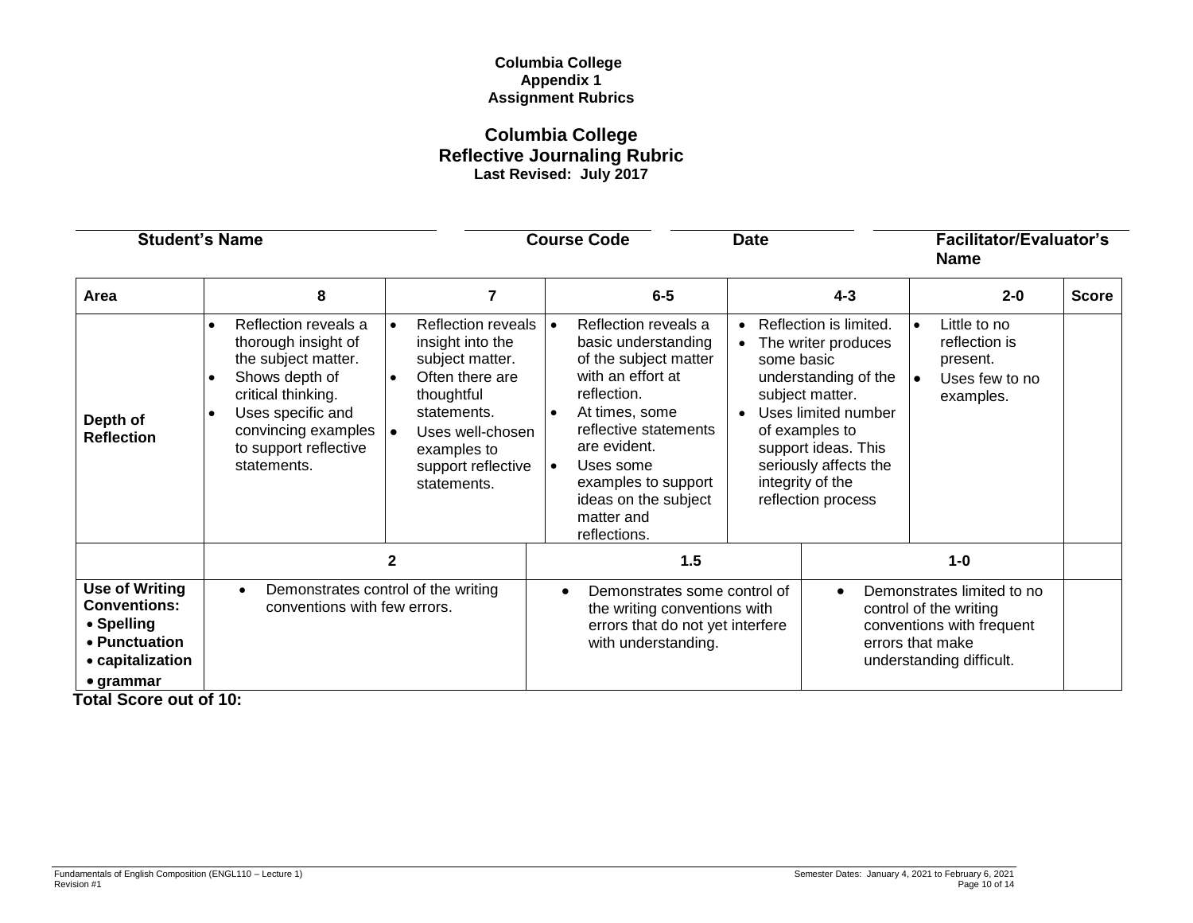**Columbia College**
**Appendix 1**
**Assignment Rubrics**

## Columbia College
## Reflective Journaling Rubric
**Last Revised: July 2017**

| Student's Name | Course Code | Date | Facilitator/Evaluator's Name |
|---|---|---|---|
| | | | |

| Area | 8 | 7 | 6-5 | 4-3 | 2-0 | Score |
|---|---|---|---|---|---|---|
| **Depth of Reflection** | • Reflection reveals a thorough insight of the subject matter.<br>• Shows depth of critical thinking.<br>• Uses specific and convincing examples to support reflective statements. | • Reflection reveals insight into the subject matter.<br>• Often there are thoughtful statements.<br>• Uses well-chosen examples to support reflective statements. | • Reflection reveals a basic understanding of the subject matter with an effort at reflection.<br>• At times, some reflective statements are evident.<br>• Uses some examples to support ideas on the subject matter and reflections. | • Reflection is limited.<br>• The writer produces some basic understanding of the subject matter.<br>• Uses limited number of examples to support ideas. This seriously affects the integrity of the reflection process | • Little to no reflection is present.<br>• Uses few to no examples. | |

| | 2 | 1.5 | 1-0 | |
|---|---|---|---|---|
| **Use of Writing Conventions:**<br>• **Spelling**<br>• **Punctuation**<br>• **capitalization**<br>• **grammar** | • Demonstrates control of the writing conventions with few errors. | • Demonstrates some control of the writing conventions with errors that do not yet interfere with understanding. | • Demonstrates limited to no control of the writing conventions with frequent errors that make understanding difficult. | |

**Total Score out of 10:**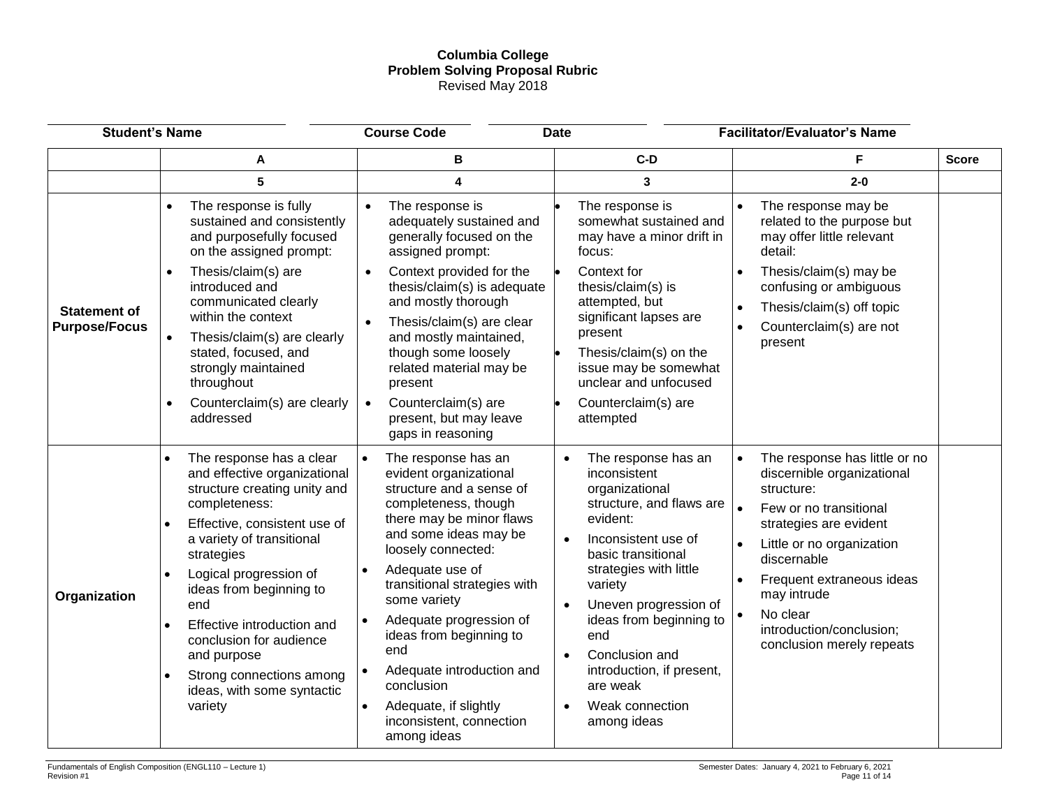**Columbia College**
**Problem Solving Proposal Rubric**
Revised May 2018

| Student's Name | Course Code | Date | Facilitator/Evaluator's Name |
|---|---|---|---|
| | | | |

| | A | B | C-D | F | Score |
|---|---|---|---|---|---|
| | 5 | 4 | 3 | 2-0 | |
| **Statement of Purpose/Focus** | • The response is fully sustained and consistently and purposefully focused on the assigned prompt:<br>• Thesis/claim(s) are introduced and communicated clearly within the context<br>• Thesis/claim(s) are clearly stated, focused, and strongly maintained throughout<br>• Counterclaim(s) are clearly addressed | • The response is adequately sustained and generally focused on the assigned prompt:<br>• Context provided for the thesis/claim(s) is adequate and mostly thorough<br>• Thesis/claim(s) are clear and mostly maintained, though some loosely related material may be present<br>• Counterclaim(s) are present, but may leave gaps in reasoning | • The response is somewhat sustained and may have a minor drift in focus:<br>• Context for thesis/claim(s) is attempted, but significant lapses are present<br>• Thesis/claim(s) on the issue may be somewhat unclear and unfocused<br>• Counterclaim(s) are attempted | • The response may be related to the purpose but may offer little relevant detail:<br>• Thesis/claim(s) may be confusing or ambiguous<br>• Thesis/claim(s) off topic<br>• Counterclaim(s) are not present | |
| **Organization** | • The response has a clear and effective organizational structure creating unity and completeness:<br>• Effective, consistent use of a variety of transitional strategies<br>• Logical progression of ideas from beginning to end<br>• Effective introduction and conclusion for audience and purpose<br>• Strong connections among ideas, with some syntactic variety | • The response has an evident organizational structure and a sense of completeness, though there may be minor flaws and some ideas may be loosely connected:<br>• Adequate use of transitional strategies with some variety<br>• Adequate progression of ideas from beginning to end<br>• Adequate introduction and conclusion<br>• Adequate, if slightly inconsistent, connection among ideas | • The response has an inconsistent organizational structure, and flaws are evident:<br>• Inconsistent use of basic transitional strategies with little variety<br>• Uneven progression of ideas from beginning to end<br>• Conclusion and introduction, if present, are weak<br>• Weak connection among ideas | • The response has little or no discernible organizational structure:<br>• Few or no transitional strategies are evident<br>• Little or no organization discernable<br>• Frequent extraneous ideas may intrude<br>• No clear introduction/conclusion; conclusion merely repeats | |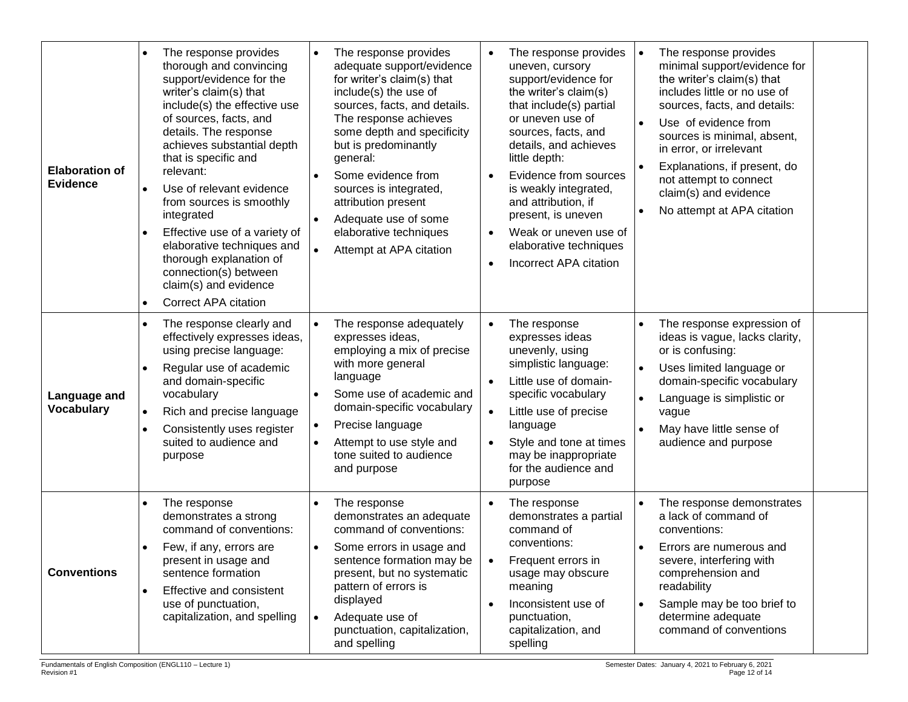| | | | | | |
|---|---|---|---|---|---|
| **Elaboration of Evidence** | • The response provides thorough and convincing support/evidence for the writer's claim(s) that include(s) the effective use of sources, facts, and details. The response achieves substantial depth that is specific and relevant:<br>• Use of relevant evidence from sources is smoothly integrated<br>• Effective use of a variety of elaborative techniques and thorough explanation of connection(s) between claim(s) and evidence<br>• Correct APA citation | • The response provides adequate support/evidence for writer's claim(s) that include(s) the use of sources, facts, and details. The response achieves some depth and specificity but is predominantly general:<br>• Some evidence from sources is integrated, attribution present<br>• Adequate use of some elaborative techniques<br>• Attempt at APA citation | • The response provides uneven, cursory support/evidence for the writer's claim(s) that include(s) partial or uneven use of sources, facts, and details, and achieves little depth:<br>• Evidence from sources is weakly integrated, and attribution, if present, is uneven<br>• Weak or uneven use of elaborative techniques<br>• Incorrect APA citation | • The response provides minimal support/evidence for the writer's claim(s) that includes little or no use of sources, facts, and details:<br>• Use of evidence from sources is minimal, absent, in error, or irrelevant<br>• Explanations, if present, do not attempt to connect claim(s) and evidence<br>• No attempt at APA citation | |
| **Language and Vocabulary** | • The response clearly and effectively expresses ideas, using precise language:<br>• Regular use of academic and domain-specific vocabulary<br>• Rich and precise language<br>• Consistently uses register suited to audience and purpose | • The response adequately expresses ideas, employing a mix of precise with more general language<br>• Some use of academic and domain-specific vocabulary<br>• Precise language<br>• Attempt to use style and tone suited to audience and purpose | • The response expresses ideas unevenly, using simplistic language:<br>• Little use of domain-specific vocabulary<br>• Little use of precise language<br>• Style and tone at times may be inappropriate for the audience and purpose | • The response expression of ideas is vague, lacks clarity, or is confusing:<br>• Uses limited language or domain-specific vocabulary<br>• Language is simplistic or vague<br>• May have little sense of audience and purpose | |
| **Conventions** | • The response demonstrates a strong command of conventions:<br>• Few, if any, errors are present in usage and sentence formation<br>• Effective and consistent use of punctuation, capitalization, and spelling | • The response demonstrates an adequate command of conventions:<br>• Some errors in usage and sentence formation may be present, but no systematic pattern of errors is displayed<br>• Adequate use of punctuation, capitalization, and spelling | • The response demonstrates a partial command of conventions:<br>• Frequent errors in usage may obscure meaning<br>• Inconsistent use of punctuation, capitalization, and spelling | • The response demonstrates a lack of command of conventions:<br>• Errors are numerous and severe, interfering with comprehension and readability<br>• Sample may be too brief to determine adequate command of conventions | |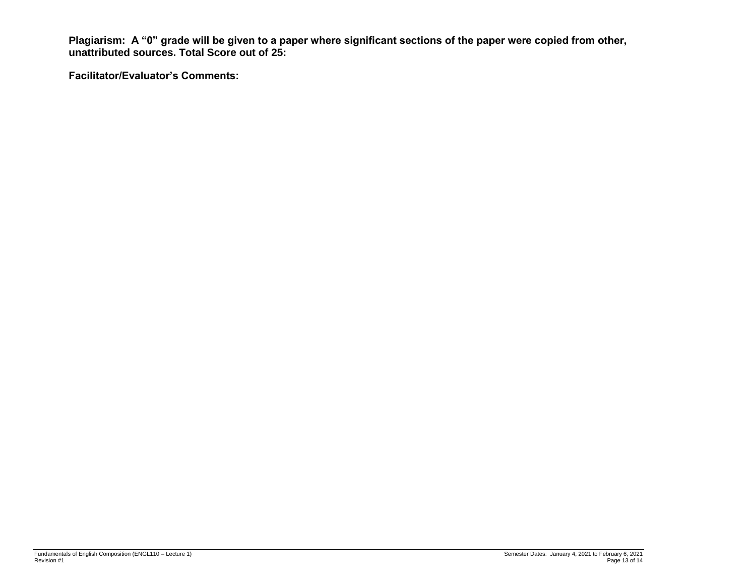**Plagiarism: A “0” grade will be given to a paper where significant sections of the paper were copied from other, unattributed sources. Total Score out of 25:**

**Facilitator/Evaluator’s Comments:**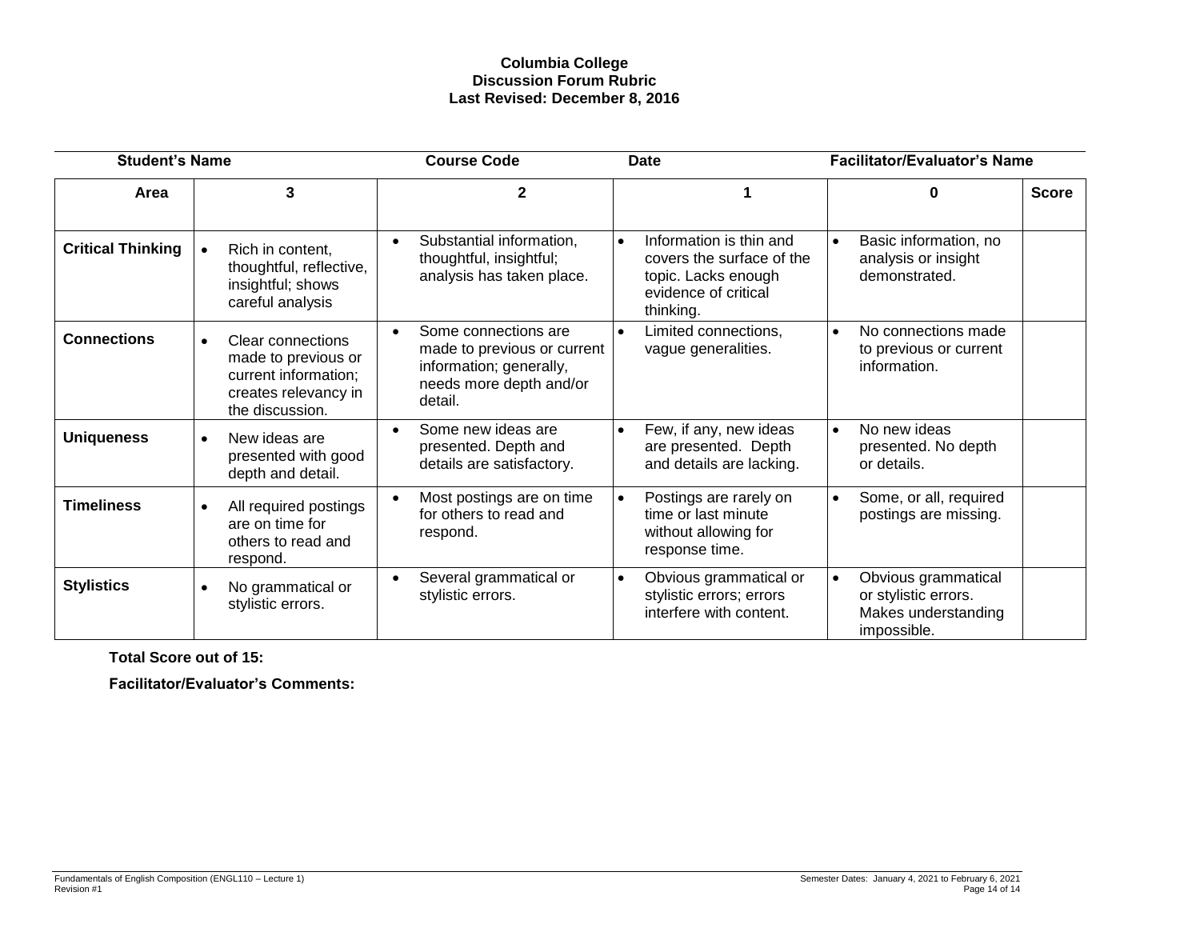**Columbia College**
**Discussion Forum Rubric**
**Last Revised: December 8, 2016**

| Student's Name | Course Code | Date | Facilitator/Evaluator's Name |
|---|---|---|---|
| | | | |

| Area | 3 | 2 | 1 | 0 | Score |
|---|---|---|---|---|---|
| **Critical Thinking** | • Rich in content, thoughtful, reflective, insightful; shows careful analysis | • Substantial information, thoughtful, insightful; analysis has taken place. | • Information is thin and covers the surface of the topic. Lacks enough evidence of critical thinking. | • Basic information, no analysis or insight demonstrated. | |
| **Connections** | • Clear connections made to previous or current information; creates relevancy in the discussion. | • Some connections are made to previous or current information; generally, needs more depth and/or detail. | • Limited connections, vague generalities. | • No connections made to previous or current information. | |
| **Uniqueness** | • New ideas are presented with good depth and detail. | • Some new ideas are presented. Depth and details are satisfactory. | • Few, if any, new ideas are presented. Depth and details are lacking. | • No new ideas presented. No depth or details. | |
| **Timeliness** | • All required postings are on time for others to read and respond. | • Most postings are on time for others to read and respond. | • Postings are rarely on time or last minute without allowing for response time. | • Some, or all, required postings are missing. | |
| **Stylistics** | • No grammatical or stylistic errors. | • Several grammatical or stylistic errors. | • Obvious grammatical or stylistic errors; errors interfere with content. | • Obvious grammatical or stylistic errors. Makes understanding impossible. | |

**Total Score out of 15:**

**Facilitator/Evaluator's Comments:**